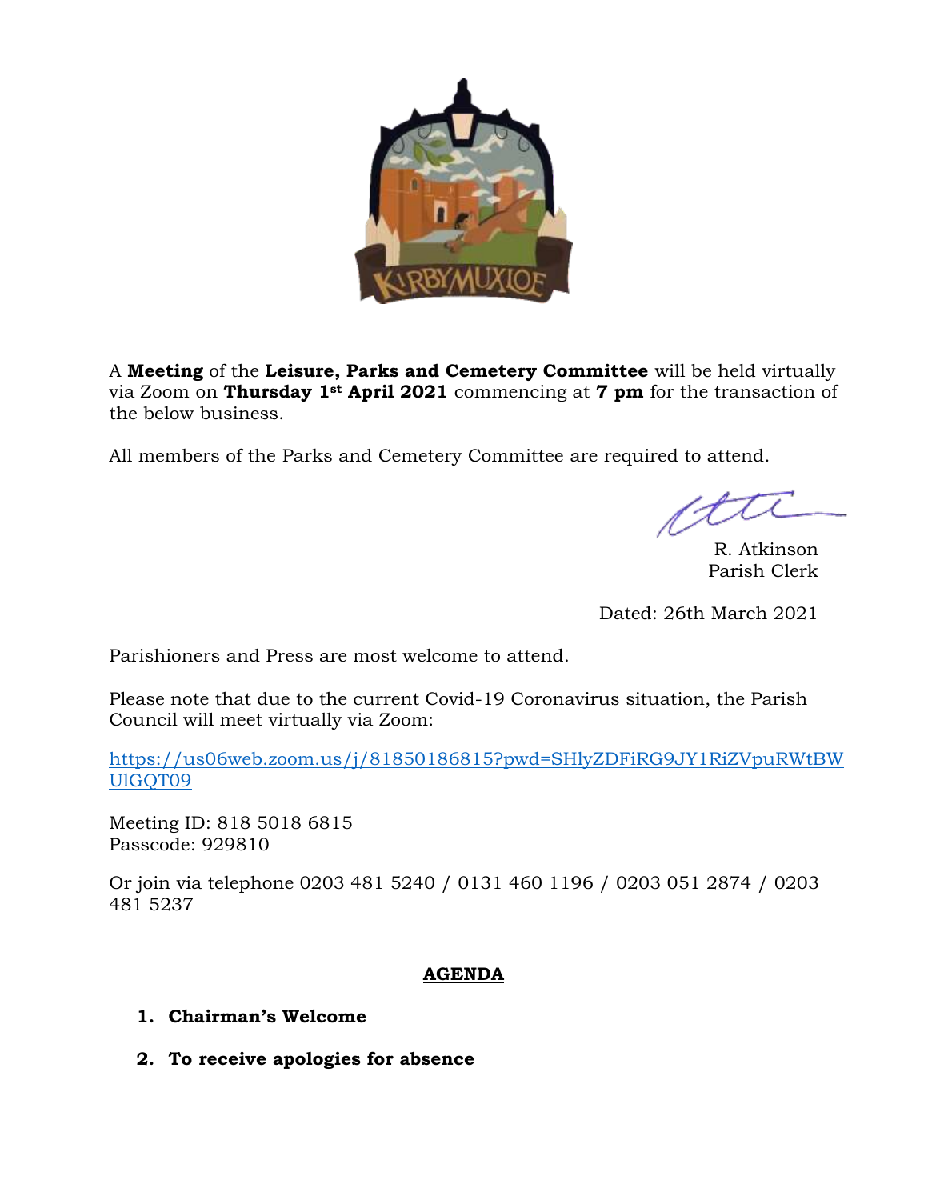A **Meeting** of the **Leisure, Parks and Cemetery Committee** will be held virtually via Zoom on **Thursday 1st April 2021** commencing at **7 pm** for the transaction of the below business.

All members of the Parks and Cemetery Committee are required to attend.

R. Atkinson
Parish Clerk

Dated: 26th March 2021

Parishioners and Press are most welcome to attend.

Please note that due to the current Covid-19 Coronavirus situation, the Parish Council will meet virtually via Zoom:

https://us06web.zoom.us/j/81850186815?pwd=SHlyZDFiRG9JY1RiZVpuRWtBWUlGQT09

Meeting ID: 818 5018 6815
Passcode: 929810

Or join via telephone 0203 481 5240 / 0131 460 1196 / 0203 051 2874 / 0203 481 5237

---

## AGENDA

1. **Chairman's Welcome**

2. **To receive apologies for absence**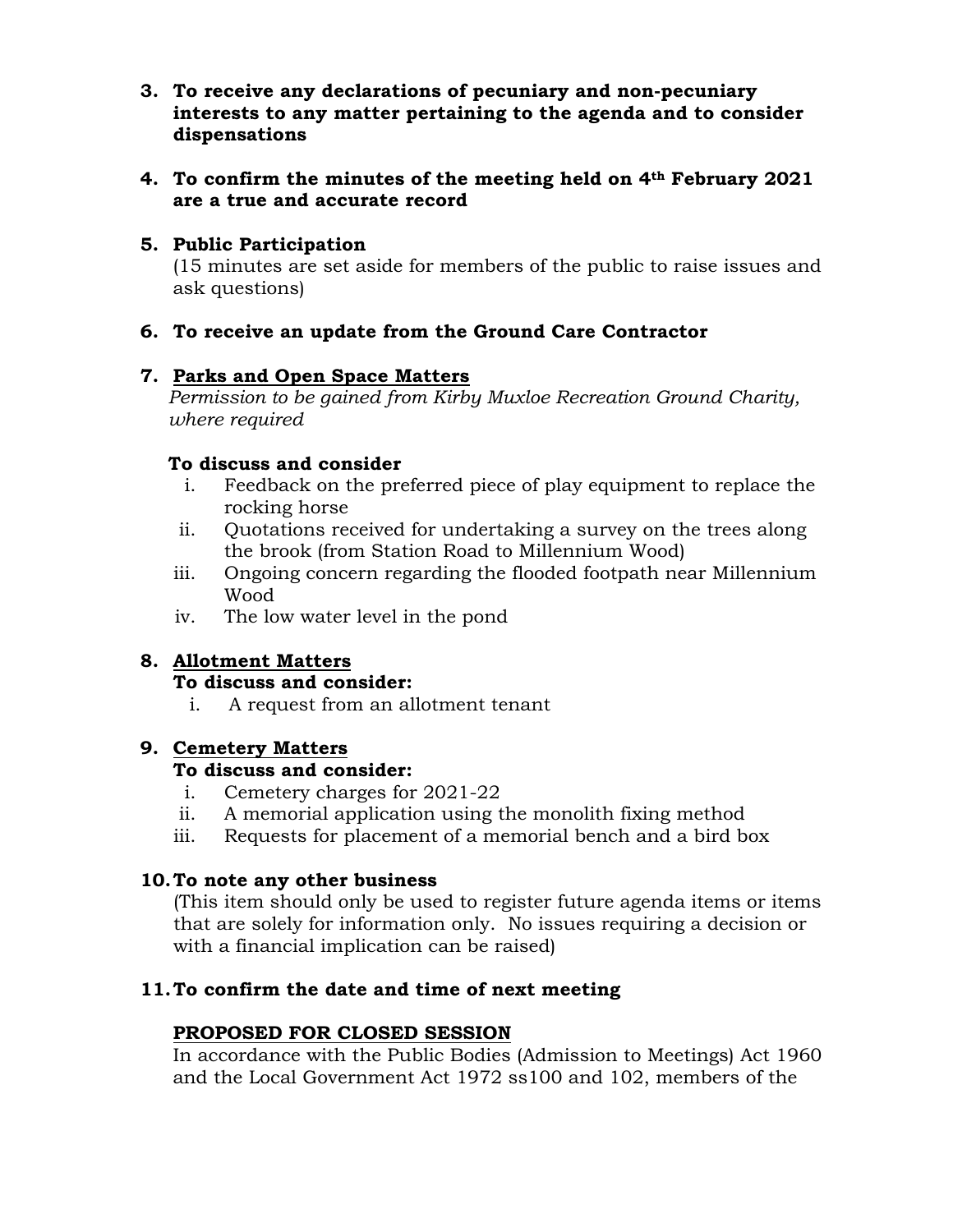**3. To receive any declarations of pecuniary and non-pecuniary interests to any matter pertaining to the agenda and to consider dispensations**

**4. To confirm the minutes of the meeting held on 4th February 2021 are a true and accurate record**

**5. Public Participation**
(15 minutes are set aside for members of the public to raise issues and ask questions)

**6. To receive an update from the Ground Care Contractor**

**7. <u>Parks and Open Space Matters</u>**
*Permission to be gained from Kirby Muxloe Recreation Ground Charity, where required*

**To discuss and consider**

i. Feedback on the preferred piece of play equipment to replace the rocking horse
ii. Quotations received for undertaking a survey on the trees along the brook (from Station Road to Millennium Wood)
iii. Ongoing concern regarding the flooded footpath near Millennium Wood
iv. The low water level in the pond

**8. <u>Allotment Matters</u>**
**To discuss and consider:**

i. A request from an allotment tenant

**9. <u>Cemetery Matters</u>**
**To discuss and consider:**

i. Cemetery charges for 2021-22
ii. A memorial application using the monolith fixing method
iii. Requests for placement of a memorial bench and a bird box

**10. To note any other business**
(This item should only be used to register future agenda items or items that are solely for information only. No issues requiring a decision or with a financial implication can be raised)

**11. To confirm the date and time of next meeting**

**<u>PROPOSED FOR CLOSED SESSION</u>**
In accordance with the Public Bodies (Admission to Meetings) Act 1960 and the Local Government Act 1972 ss100 and 102, members of the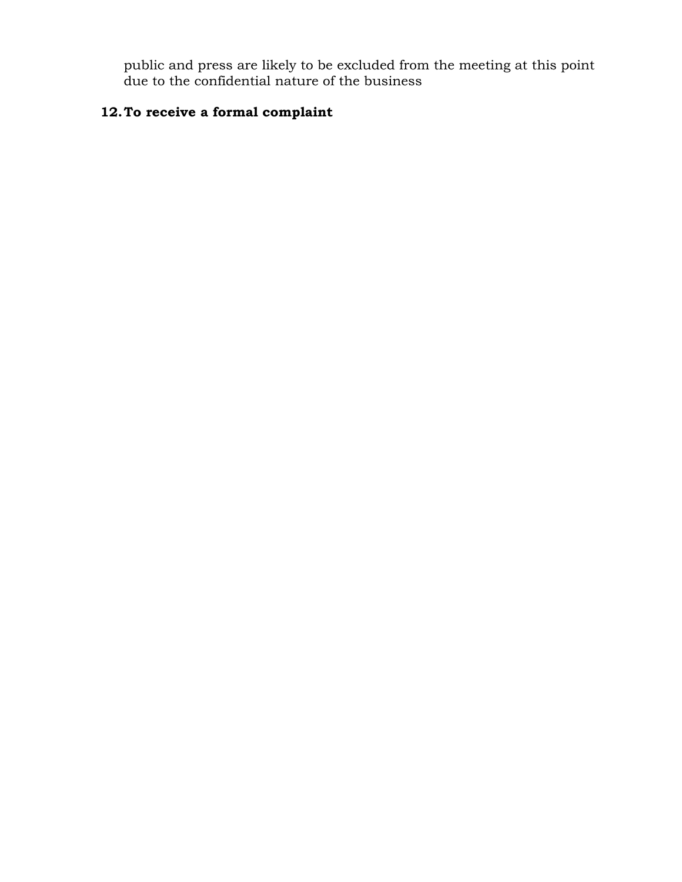public and press are likely to be excluded from the meeting at this point due to the confidential nature of the business

**12. To receive a formal complaint**